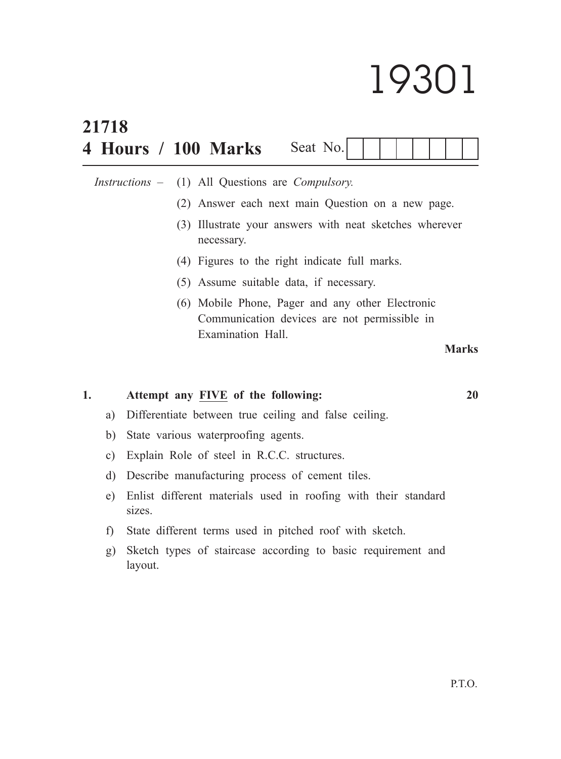# 19301

**21718**

**4 Hours / 100 Marks** Seat No. [ ]

*Instructions* – (1) All Questions are *Compulsory.*

(2) Answer each next main Question on a new page.

(3) Illustrate your answers with neat sketches wherever necessary.

(4) Figures to the right indicate full marks.

(5) Assume suitable data, if necessary.

(6) Mobile Phone, Pager and any other Electronic Communication devices are not permissible in Examination Hall.

**Marks**

**1. Attempt any FIVE of the following: 20**

a) Differentiate between true ceiling and false ceiling.

b) State various waterproofing agents.

c) Explain Role of steel in R.C.C. structures.

d) Describe manufacturing process of cement tiles.

e) Enlist different materials used in roofing with their standard sizes.

f) State different terms used in pitched roof with sketch.

g) Sketch types of staircase according to basic requirement and layout.

P.T.O.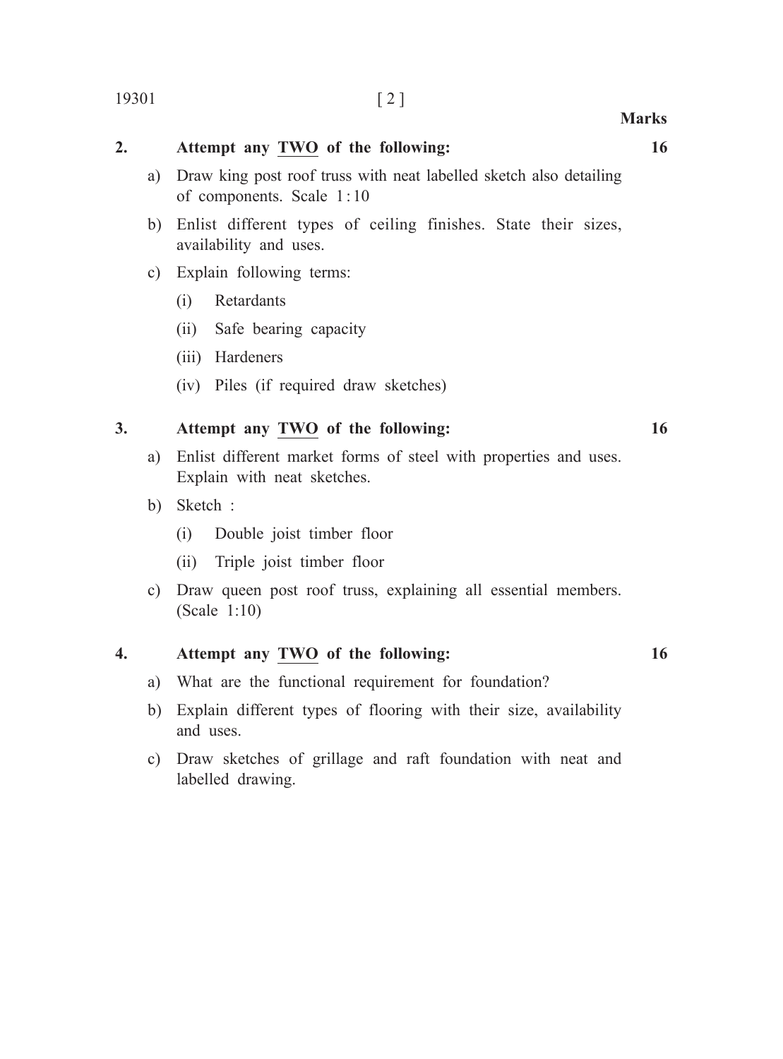**Marks**

**2. Attempt any TWO of the following: 16**

a) Draw king post roof truss with neat labelled sketch also detailing of components. Scale 1:10

b) Enlist different types of ceiling finishes. State their sizes, availability and uses.

c) Explain following terms:

(i) Retardants

(ii) Safe bearing capacity

(iii) Hardeners

(iv) Piles (if required draw sketches)

**3. Attempt any TWO of the following: 16**

a) Enlist different market forms of steel with properties and uses. Explain with neat sketches.

b) Sketch :

(i) Double joist timber floor

(ii) Triple joist timber floor

c) Draw queen post roof truss, explaining all essential members. (Scale 1:10)

**4. Attempt any TWO of the following: 16**

a) What are the functional requirement for foundation?

b) Explain different types of flooring with their size, availability and uses.

c) Draw sketches of grillage and raft foundation with neat and labelled drawing.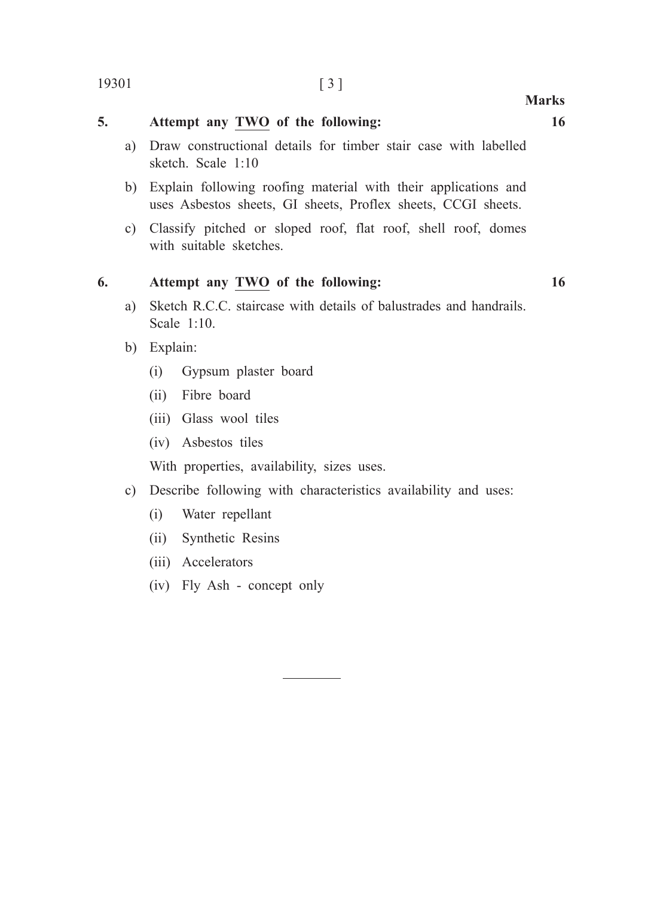**Marks**

**5. Attempt any TWO of the following: 16**

a) Draw constructional details for timber stair case with labelled sketch. Scale 1:10

b) Explain following roofing material with their applications and uses Asbestos sheets, GI sheets, Proflex sheets, CCGI sheets.

c) Classify pitched or sloped roof, flat roof, shell roof, domes with suitable sketches.

**6. Attempt any TWO of the following: 16**

a) Sketch R.C.C. staircase with details of balustrades and handrails. Scale 1:10.

b) Explain:

(i) Gypsum plaster board

(ii) Fibre board

(iii) Glass wool tiles

(iv) Asbestos tiles

With properties, availability, sizes uses.

c) Describe following with characteristics availability and uses:

(i) Water repellant

(ii) Synthetic Resins

(iii) Accelerators

(iv) Fly Ash - concept only